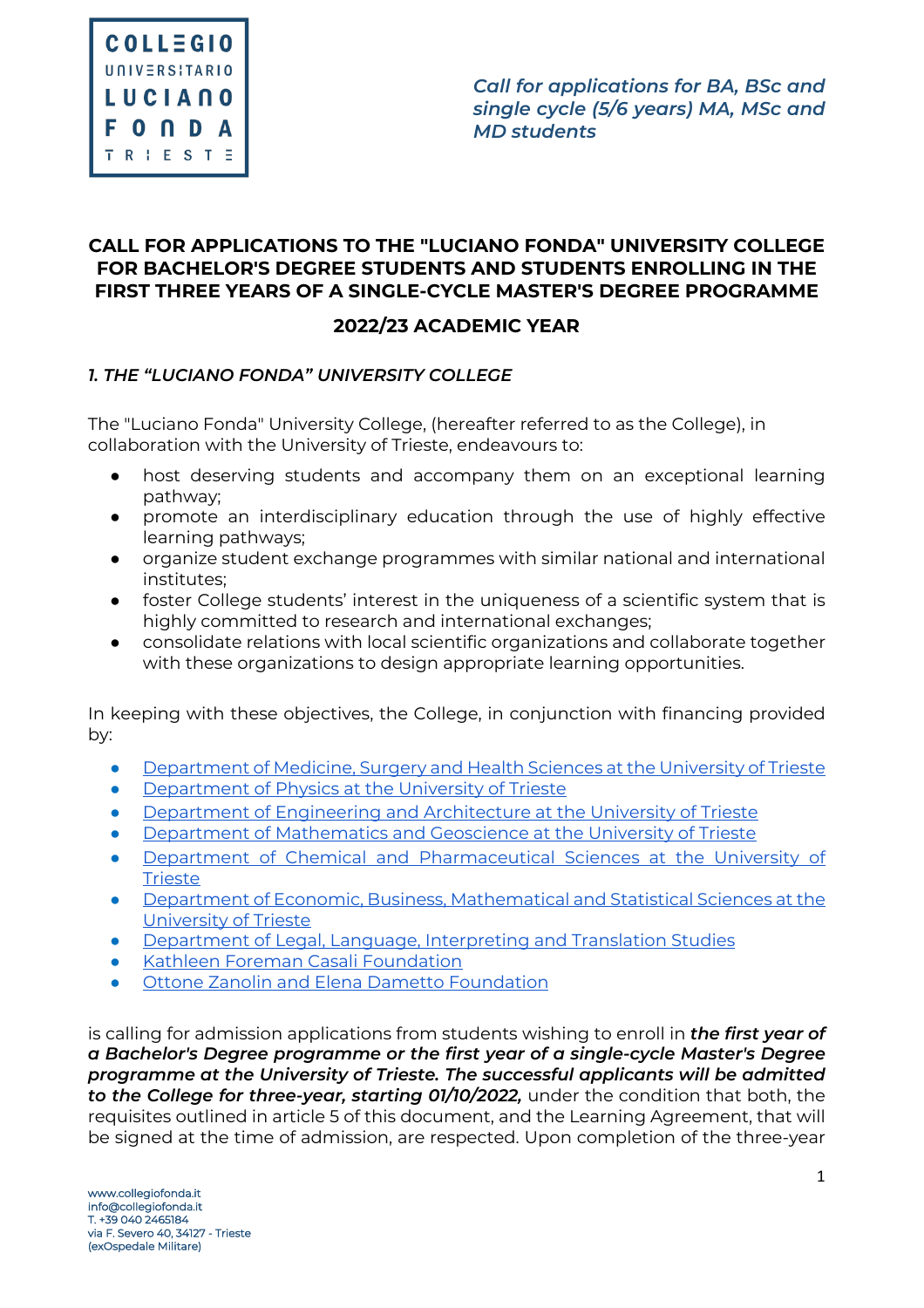*Call for applications for BA, BSc and single cycle (5/6 years) MA, MSc and MD students*

# CALL FOR APPLICATIONS TO THE "LUCIANO FONDA" UNIVERSITY COLLEGE FOR BACHELOR'S DEGREE STUDENTS AND STUDENTS ENROLLING IN THE FIRST THREE YEARS OF A SINGLE-CYCLE MASTER'S DEGREE PROGRAMME

## 2022/23 ACADEMIC YEAR

### *1. THE "LUCIANO FONDA" UNIVERSITY COLLEGE*

The "Luciano Fonda" University College, (hereafter referred to as the College), in collaboration with the University of Trieste, endeavours to:

- host deserving students and accompany them on an exceptional learning pathway;
- promote an interdisciplinary education through the use of highly effective learning pathways;
- organize student exchange programmes with similar national and international institutes;
- foster College students' interest in the uniqueness of a scientific system that is highly committed to research and international exchanges;
- consolidate relations with local scientific organizations and collaborate together with these organizations to design appropriate learning opportunities.

In keeping with these objectives, the College, in conjunction with financing provided by:

- Department of Medicine, Surgery and Health Sciences at the University of Trieste
- Department of Physics at the University of Trieste
- Department of Engineering and Architecture at the University of Trieste
- Department of Mathematics and Geoscience at the University of Trieste
- Department of Chemical and Pharmaceutical Sciences at the University of Trieste
- Department of Economic, Business, Mathematical and Statistical Sciences at the University of Trieste
- Department of Legal, Language, Interpreting and Translation Studies
- Kathleen Foreman Casali Foundation
- Ottone Zanolin and Elena Dametto Foundation

is calling for admission applications from students wishing to enroll in ***the first year of a Bachelor's Degree programme or the first year of a single-cycle Master's Degree programme at the University of Trieste. The successful applicants will be admitted to the College for three-year, starting 01/10/2022,*** under the condition that both, the requisites outlined in article 5 of this document, and the Learning Agreement, that will be signed at the time of admission, are respected. Upon completion of the three-year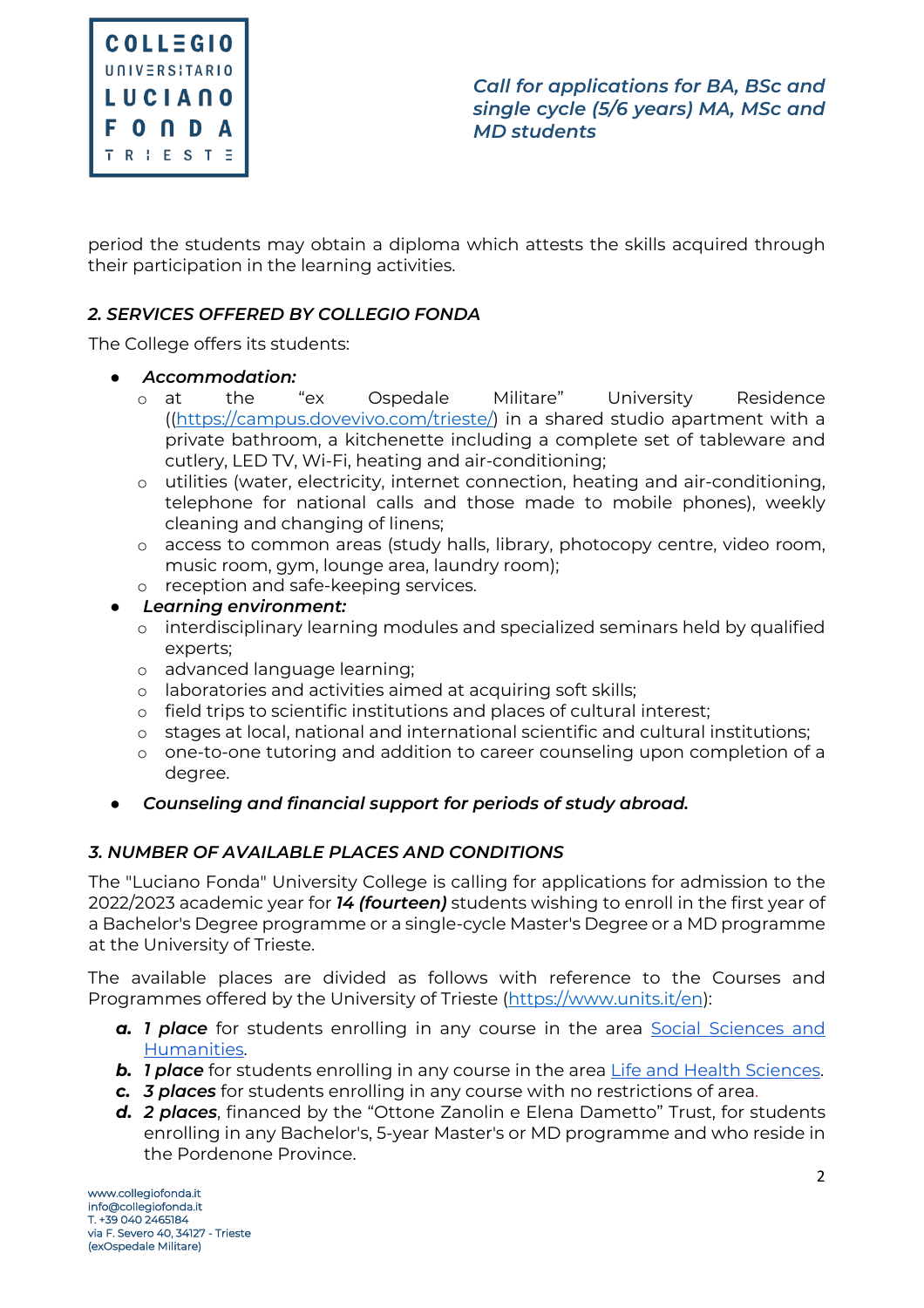period the students may obtain a diploma which attests the skills acquired through their participation in the learning activities.

### *2. SERVICES OFFERED BY COLLEGIO FONDA*

The College offers its students:

- ***Accommodation:***
  - at the “ex Ospedale Militare” University Residence ((https://campus.dovevivo.com/trieste/) in a shared studio apartment with a private bathroom, a kitchenette including a complete set of tableware and cutlery, LED TV, Wi-Fi, heating and air-conditioning;
  - utilities (water, electricity, internet connection, heating and air-conditioning, telephone for national calls and those made to mobile phones), weekly cleaning and changing of linens;
  - access to common areas (study halls, library, photocopy centre, video room, music room, gym, lounge area, laundry room);
  - reception and safe-keeping services.
- ***Learning environment:***
  - interdisciplinary learning modules and specialized seminars held by qualified experts;
  - advanced language learning;
  - laboratories and activities aimed at acquiring soft skills;
  - field trips to scientific institutions and places of cultural interest;
  - stages at local, national and international scientific and cultural institutions;
  - one-to-one tutoring and addition to career counseling upon completion of a degree.
- ***Counseling and financial support for periods of study abroad.***

### *3. NUMBER OF AVAILABLE PLACES AND CONDITIONS*

The "Luciano Fonda" University College is calling for applications for admission to the 2022/2023 academic year for ***14 (fourteen)*** students wishing to enroll in the first year of a Bachelor's Degree programme or a single-cycle Master's Degree or a MD programme at the University of Trieste.

The available places are divided as follows with reference to the Courses and Programmes offered by the University of Trieste (https://www.units.it/en):

- ***a.*** ***1 place*** for students enrolling in any course in the area Social Sciences and Humanities.
- ***b.*** ***1 place*** for students enrolling in any course in the area Life and Health Sciences.
- ***c.*** ***3 places*** for students enrolling in any course with no restrictions of area.
- ***d.*** ***2 places***, financed by the “Ottone Zanolin e Elena Dametto” Trust, for students enrolling in any Bachelor's, 5-year Master's or MD programme and who reside in the Pordenone Province.

www.collegiofonda.it
info@collegiofonda.it
T. +39 040 2465184
via F. Severo 40, 34127 - Trieste
(exOspedale Militare)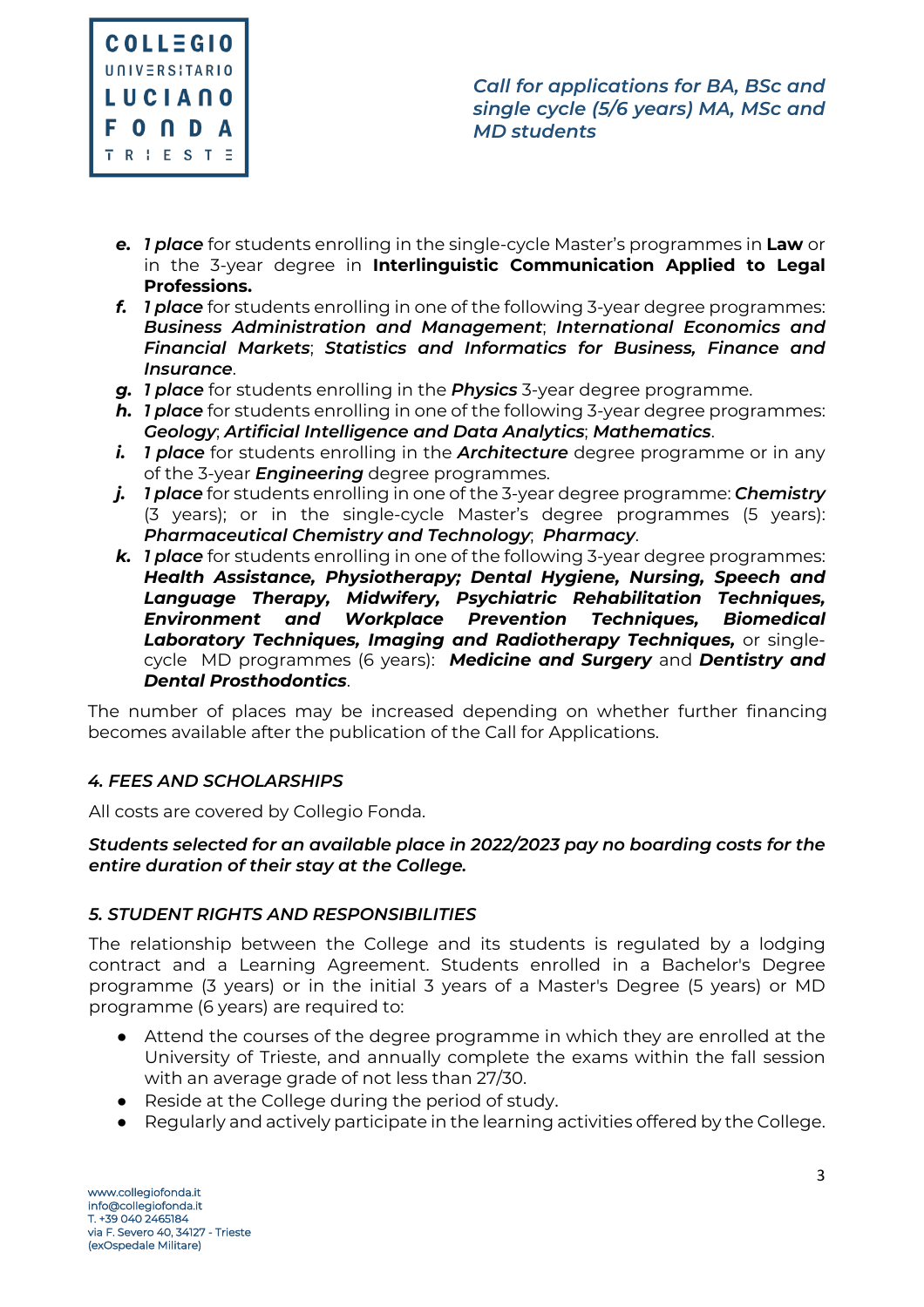- ***e.*** ***1 place*** for students enrolling in the single-cycle Master's programmes in **Law** or in the 3-year degree in **Interlinguistic Communication Applied to Legal Professions.**
- ***f.*** ***1 place*** for students enrolling in one of the following 3-year degree programmes: ***Business Administration and Management***; ***International Economics and Financial Markets***; ***Statistics and Informatics for Business, Finance and Insurance***.
- ***g.*** ***1 place*** for students enrolling in the ***Physics*** 3-year degree programme.
- ***h.*** ***1 place*** for students enrolling in one of the following 3-year degree programmes: ***Geology***; ***Artificial Intelligence and Data Analytics***; ***Mathematics***.
- ***i.*** ***1 place*** for students enrolling in the ***Architecture*** degree programme or in any of the 3-year ***Engineering*** degree programmes.
- ***j.*** ***1 place*** for students enrolling in one of the 3-year degree programme: ***Chemistry*** (3 years); or in the single-cycle Master's degree programmes (5 years): ***Pharmaceutical Chemistry and Technology***; ***Pharmacy***.
- ***k.*** ***1 place*** for students enrolling in one of the following 3-year degree programmes: ***Health Assistance, Physiotherapy; Dental Hygiene, Nursing, Speech and Language Therapy, Midwifery, Psychiatric Rehabilitation Techniques, Environment and Workplace Prevention Techniques, Biomedical Laboratory Techniques, Imaging and Radiotherapy Techniques,*** or single-cycle MD programmes (6 years): ***Medicine and Surgery*** and ***Dentistry and Dental Prosthodontics***.

The number of places may be increased depending on whether further financing becomes available after the publication of the Call for Applications.

### *4. FEES AND SCHOLARSHIPS*

All costs are covered by Collegio Fonda.

***Students selected for an available place in 2022/2023 pay no boarding costs for the entire duration of their stay at the College.***

### *5. STUDENT RIGHTS AND RESPONSIBILITIES*

The relationship between the College and its students is regulated by a lodging contract and a Learning Agreement. Students enrolled in a Bachelor's Degree programme (3 years) or in the initial 3 years of a Master's Degree (5 years) or MD programme (6 years) are required to:

- Attend the courses of the degree programme in which they are enrolled at the University of Trieste, and annually complete the exams within the fall session with an average grade of not less than 27/30.
- Reside at the College during the period of study.
- Regularly and actively participate in the learning activities offered by the College.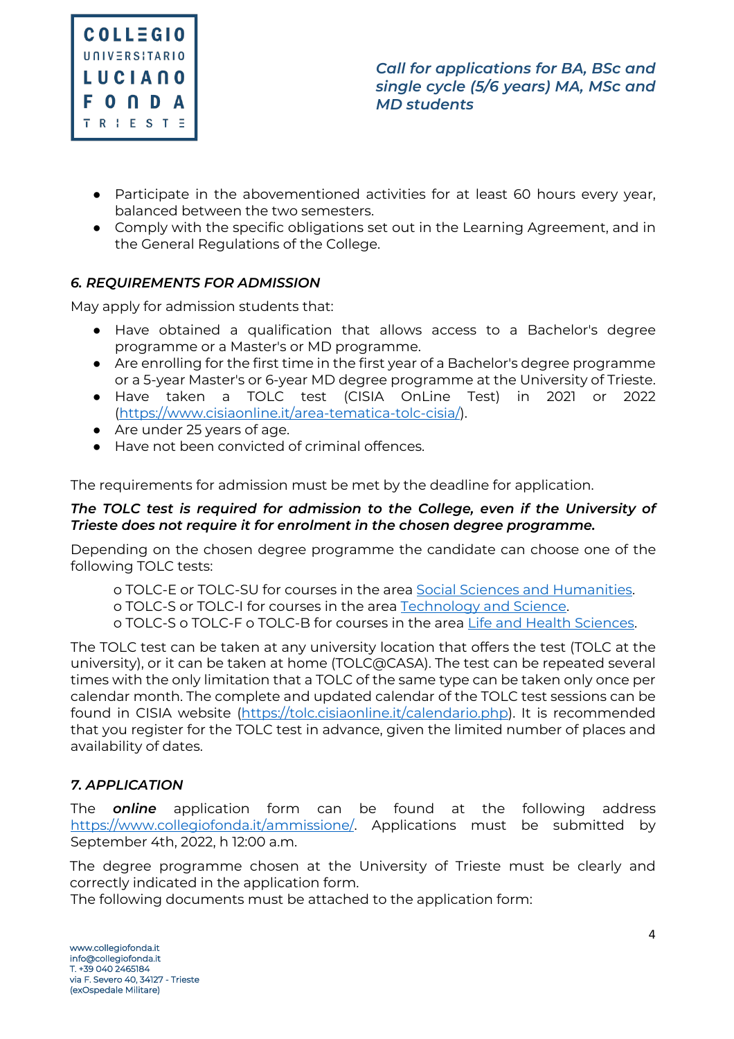- Participate in the abovementioned activities for at least 60 hours every year, balanced between the two semesters.
- Comply with the specific obligations set out in the Learning Agreement, and in the General Regulations of the College.

### *6. REQUIREMENTS FOR ADMISSION*

May apply for admission students that:

- Have obtained a qualification that allows access to a Bachelor's degree programme or a Master's or MD programme.
- Are enrolling for the first time in the first year of a Bachelor's degree programme or a 5-year Master's or 6-year MD degree programme at the University of Trieste.
- Have taken a TOLC test (CISIA OnLine Test) in 2021 or 2022 ([https://www.cisiaonline.it/area-tematica-tolc-cisia/](https://www.cisiaonline.it/area-tematica-tolc-cisia/)).
- Are under 25 years of age.
- Have not been convicted of criminal offences.

The requirements for admission must be met by the deadline for application.

***The TOLC test is required for admission to the College, even if the University of Trieste does not require it for enrolment in the chosen degree programme.***

Depending on the chosen degree programme the candidate can choose one of the following TOLC tests:

o TOLC-E or TOLC-SU for courses in the area Social Sciences and Humanities.
o TOLC-S or TOLC-I for courses in the area Technology and Science.
o TOLC-S o TOLC-F o TOLC-B for courses in the area Life and Health Sciences.

The TOLC test can be taken at any university location that offers the test (TOLC at the university), or it can be taken at home (TOLC@CASA). The test can be repeated several times with the only limitation that a TOLC of the same type can be taken only once per calendar month. The complete and updated calendar of the TOLC test sessions can be found in CISIA website ([https://tolc.cisiaonline.it/calendario.php](https://tolc.cisiaonline.it/calendario.php)). It is recommended that you register for the TOLC test in advance, given the limited number of places and availability of dates.

### *7. APPLICATION*

The ***online*** application form can be found at the following address [https://www.collegiofonda.it/ammissione/](https://www.collegiofonda.it/ammissione/). Applications must be submitted by September 4th, 2022, h 12:00 a.m.

The degree programme chosen at the University of Trieste must be clearly and correctly indicated in the application form.
The following documents must be attached to the application form: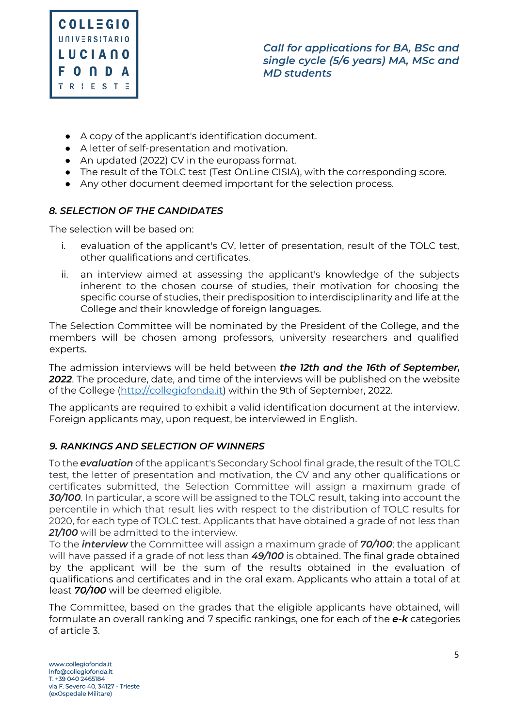- A copy of the applicant's identification document.
- A letter of self-presentation and motivation.
- An updated (2022) CV in the europass format.
- The result of the TOLC test (Test OnLine CISIA), with the corresponding score.
- Any other document deemed important for the selection process.

### *8. SELECTION OF THE CANDIDATES*

The selection will be based on:

i. evaluation of the applicant's CV, letter of presentation, result of the TOLC test, other qualifications and certificates.

ii. an interview aimed at assessing the applicant's knowledge of the subjects inherent to the chosen course of studies, their motivation for choosing the specific course of studies, their predisposition to interdisciplinarity and life at the College and their knowledge of foreign languages.

The Selection Committee will be nominated by the President of the College, and the members will be chosen among professors, university researchers and qualified experts.

The admission interviews will be held between ***the 12th and the 16th of September, 2022***. The procedure, date, and time of the interviews will be published on the website of the College (http://collegiofonda.it) within the 9th of September, 2022.

The applicants are required to exhibit a valid identification document at the interview. Foreign applicants may, upon request, be interviewed in English.

### *9. RANKINGS AND SELECTION OF WINNERS*

To the ***evaluation*** of the applicant's Secondary School final grade, the result of the TOLC test, the letter of presentation and motivation, the CV and any other qualifications or certificates submitted, the Selection Committee will assign a maximum grade of ***30/100***. In particular, a score will be assigned to the TOLC result, taking into account the percentile in which that result lies with respect to the distribution of TOLC results for 2020, for each type of TOLC test. Applicants that have obtained a grade of not less than ***21/100*** will be admitted to the interview.
To the ***interview*** the Committee will assign a maximum grade of ***70/100***; the applicant will have passed if a grade of not less than ***49/100*** is obtained. The final grade obtained by the applicant will be the sum of the results obtained in the evaluation of qualifications and certificates and in the oral exam. Applicants who attain a total of at least ***70/100*** will be deemed eligible.

The Committee, based on the grades that the eligible applicants have obtained, will formulate an overall ranking and 7 specific rankings, one for each of the ***e-k*** categories of article 3.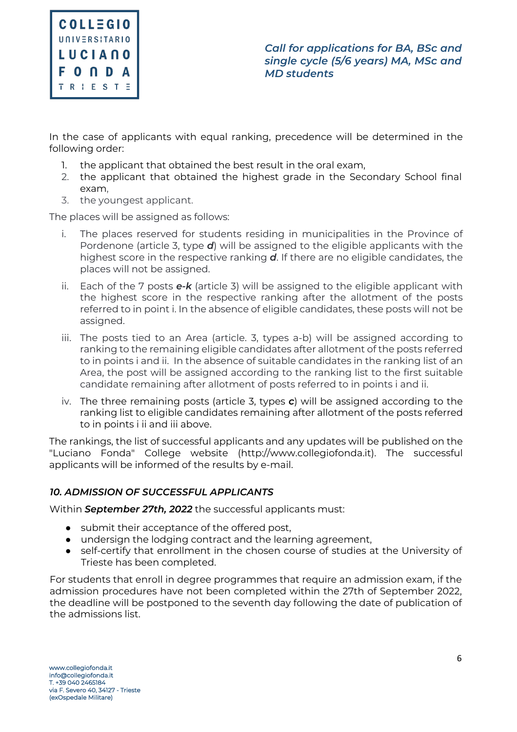In the case of applicants with equal ranking, precedence will be determined in the following order:

1. the applicant that obtained the best result in the oral exam,
2. the applicant that obtained the highest grade in the Secondary School final exam,
3. the youngest applicant.

The places will be assigned as follows:

i. The places reserved for students residing in municipalities in the Province of Pordenone (article 3, type ***d***) will be assigned to the eligible applicants with the highest score in the respective ranking ***d***. If there are no eligible candidates, the places will not be assigned.

ii. Each of the 7 posts ***e-k*** (article 3) will be assigned to the eligible applicant with the highest score in the respective ranking after the allotment of the posts referred to in point i. In the absence of eligible candidates, these posts will not be assigned.

iii. The posts tied to an Area (article. 3, types a-b) will be assigned according to ranking to the remaining eligible candidates after allotment of the posts referred to in points i and ii. In the absence of suitable candidates in the ranking list of an Area, the post will be assigned according to the ranking list to the first suitable candidate remaining after allotment of posts referred to in points i and ii.

iv. The three remaining posts (article 3, types ***c***) will be assigned according to the ranking list to eligible candidates remaining after allotment of the posts referred to in points i ii and iii above.

The rankings, the list of successful applicants and any updates will be published on the "Luciano Fonda" College website (http://www.collegiofonda.it). The successful applicants will be informed of the results by e-mail.

### *10. ADMISSION OF SUCCESSFUL APPLICANTS*

Within ***September 27th, 2022*** the successful applicants must:

- submit their acceptance of the offered post,
- undersign the lodging contract and the learning agreement,
- self-certify that enrollment in the chosen course of studies at the University of Trieste has been completed.

For students that enroll in degree programmes that require an admission exam, if the admission procedures have not been completed within the 27th of September 2022, the deadline will be postponed to the seventh day following the date of publication of the admissions list.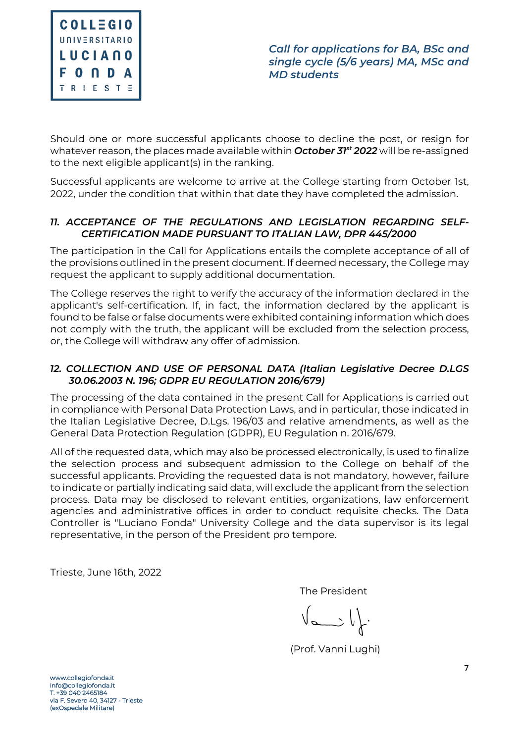Should one or more successful applicants choose to decline the post, or resign for whatever reason, the places made available within ***October 31st 2022*** will be re-assigned to the next eligible applicant(s) in the ranking.

Successful applicants are welcome to arrive at the College starting from October 1st, 2022, under the condition that within that date they have completed the admission.

### *11. ACCEPTANCE OF THE REGULATIONS AND LEGISLATION REGARDING SELF-CERTIFICATION MADE PURSUANT TO ITALIAN LAW, DPR 445/2000*

The participation in the Call for Applications entails the complete acceptance of all of the provisions outlined in the present document. If deemed necessary, the College may request the applicant to supply additional documentation.

The College reserves the right to verify the accuracy of the information declared in the applicant's self-certification. If, in fact, the information declared by the applicant is found to be false or false documents were exhibited containing information which does not comply with the truth, the applicant will be excluded from the selection process, or, the College will withdraw any offer of admission.

### *12. COLLECTION AND USE OF PERSONAL DATA (Italian Legislative Decree D.LGS 30.06.2003 N. 196; GDPR EU REGULATION 2016/679)*

The processing of the data contained in the present Call for Applications is carried out in compliance with Personal Data Protection Laws, and in particular, those indicated in the Italian Legislative Decree, D.Lgs. 196/03 and relative amendments, as well as the General Data Protection Regulation (GDPR), EU Regulation n. 2016/679.

All of the requested data, which may also be processed electronically, is used to finalize the selection process and subsequent admission to the College on behalf of the successful applicants. Providing the requested data is not mandatory, however, failure to indicate or partially indicating said data, will exclude the applicant from the selection process. Data may be disclosed to relevant entities, organizations, law enforcement agencies and administrative offices in order to conduct requisite checks. The Data Controller is "Luciano Fonda" University College and the data supervisor is its legal representative, in the person of the President pro tempore.

Trieste, June 16th, 2022

The President

(Prof. Vanni Lughi)